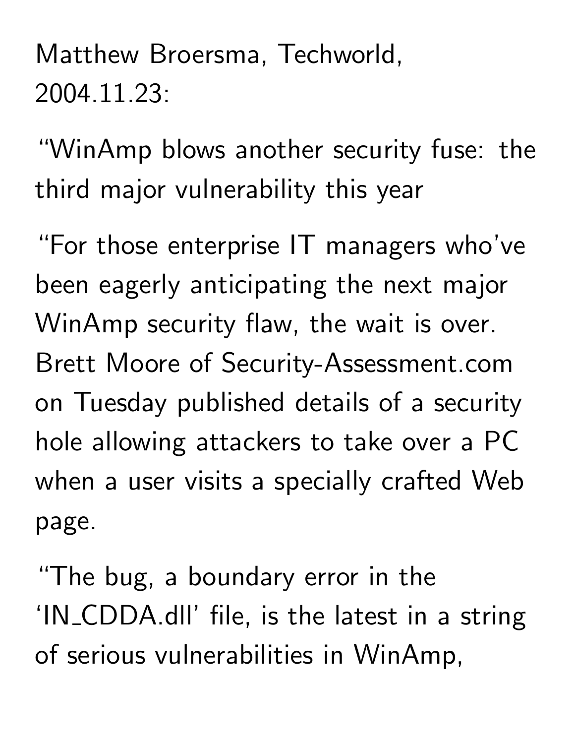Matthew Broersma, Techworld, 2004.11.23:

“WinAmp blows another security fuse: the third major vulnerability this year

“For those enterprise IT managers who’ve been eagerly anticipating the next major WinAmp security flaw, the wait is over. Brett Moore of Security-Assessment.com on Tuesday published details of a security hole allowing attackers to take over a PC when a user visits a specially crafted Web page.

“The bug, a boundary error in the ‘IN_CDDA.dll’ file, is the latest in a string of serious vulnerabilities in WinAmp,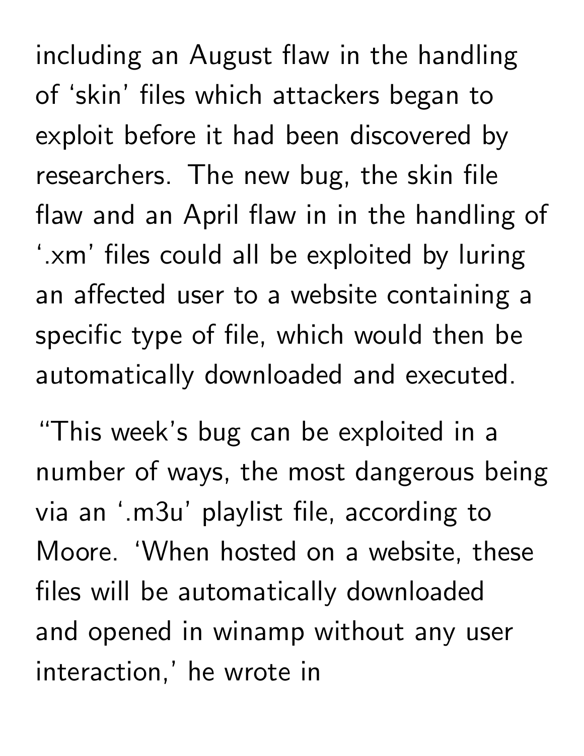including an August flaw in the handling of ‘skin’ files which attackers began to exploit before it had been discovered by researchers. The new bug, the skin file flaw and an April flaw in in the handling of ‘.xm’ files could all be exploited by luring an affected user to a website containing a specific type of file, which would then be automatically downloaded and executed.

“This week’s bug can be exploited in a number of ways, the most dangerous being via an ‘.m3u’ playlist file, according to Moore. ‘When hosted on a website, these files will be automatically downloaded and opened in winamp without any user interaction,’ he wrote in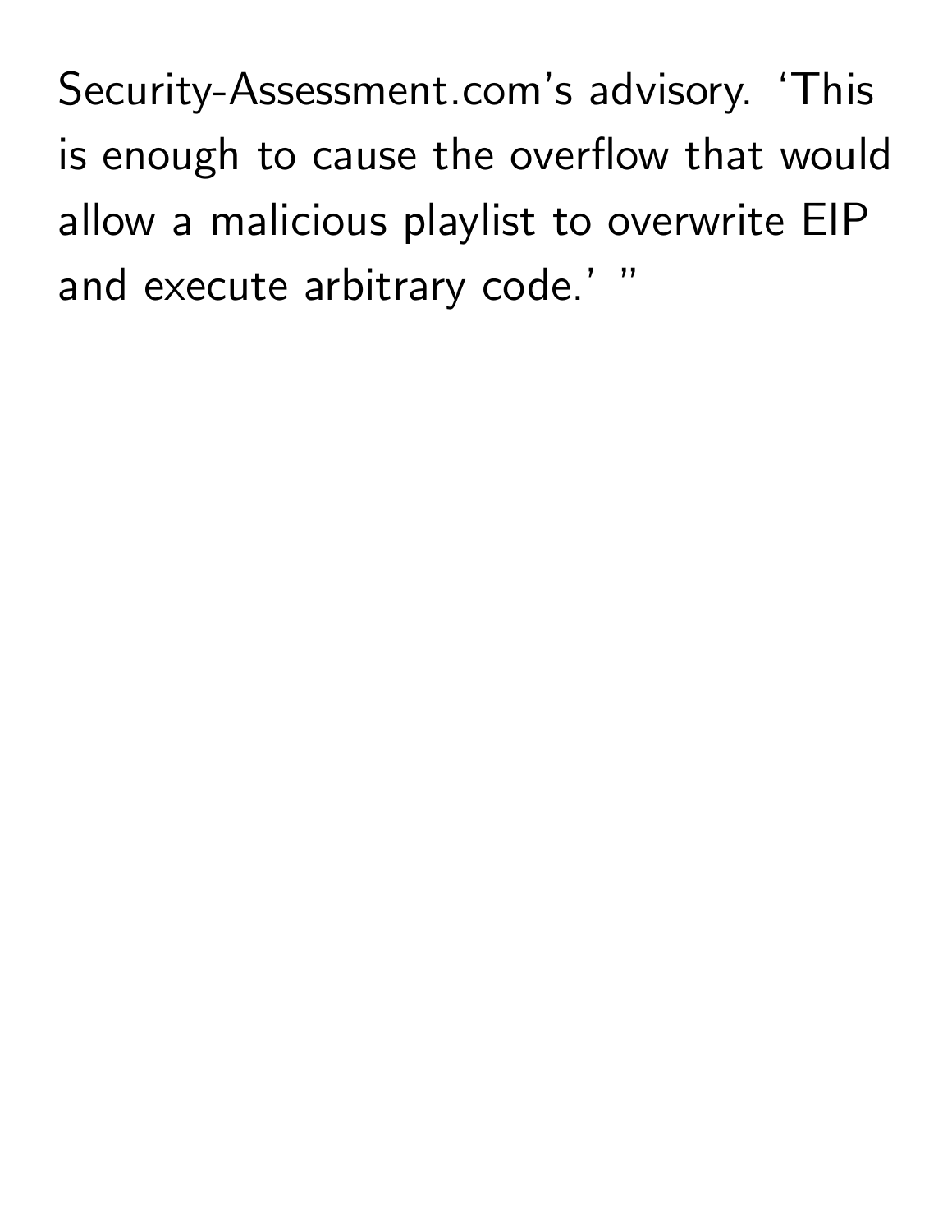Security-Assessment.com's advisory. 'This is enough to cause the overflow that would allow a malicious playlist to overwrite EIP and execute arbitrary code.' "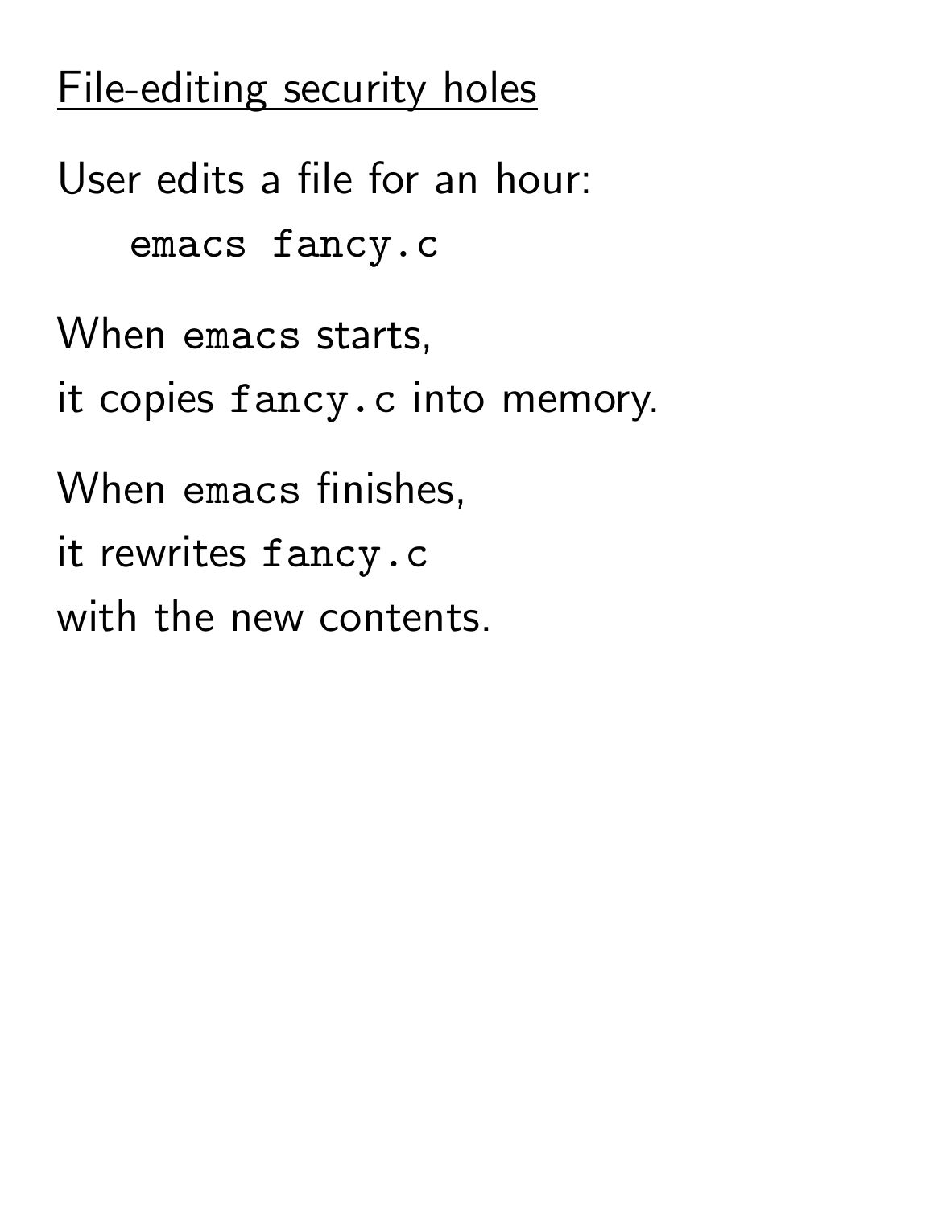## File-editing security holes

User edits a file for an hour:

```
emacs fancy.c
```

When `emacs` starts,
it copies `fancy.c` into memory.

When `emacs` finishes,
it rewrites `fancy.c`
with the new contents.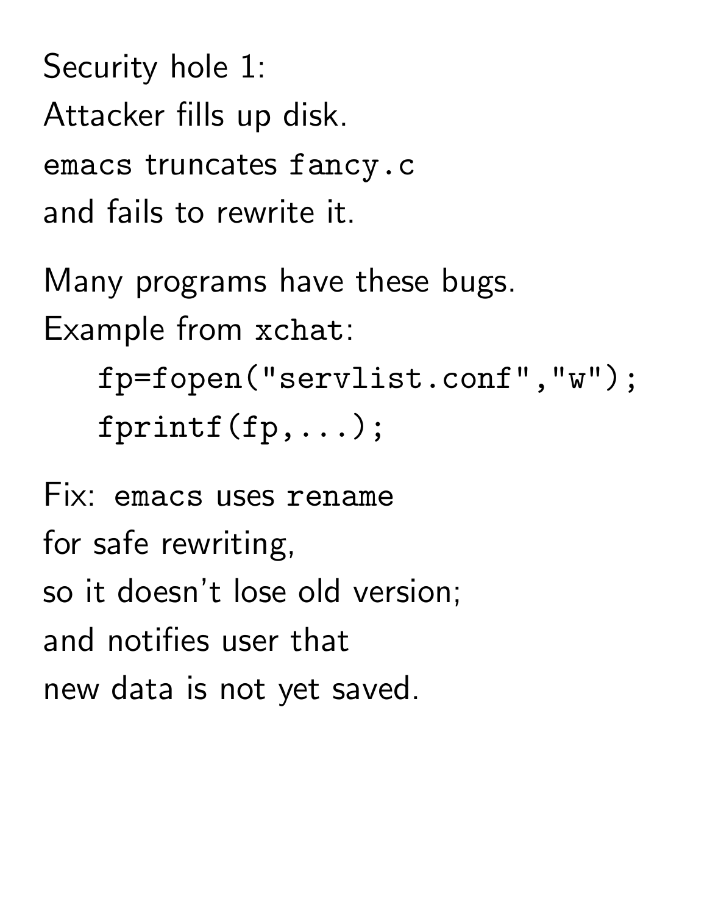Security hole 1:
Attacker fills up disk.
`emacs` truncates `fancy.c`
and fails to rewrite it.

Many programs have these bugs.
Example from `xchat`:

```
fp=fopen("servlist.conf","w");
fprintf(fp,...);
```

Fix: `emacs` uses `rename`
for safe rewriting,
so it doesn't lose old version;
and notifies user that
new data is not yet saved.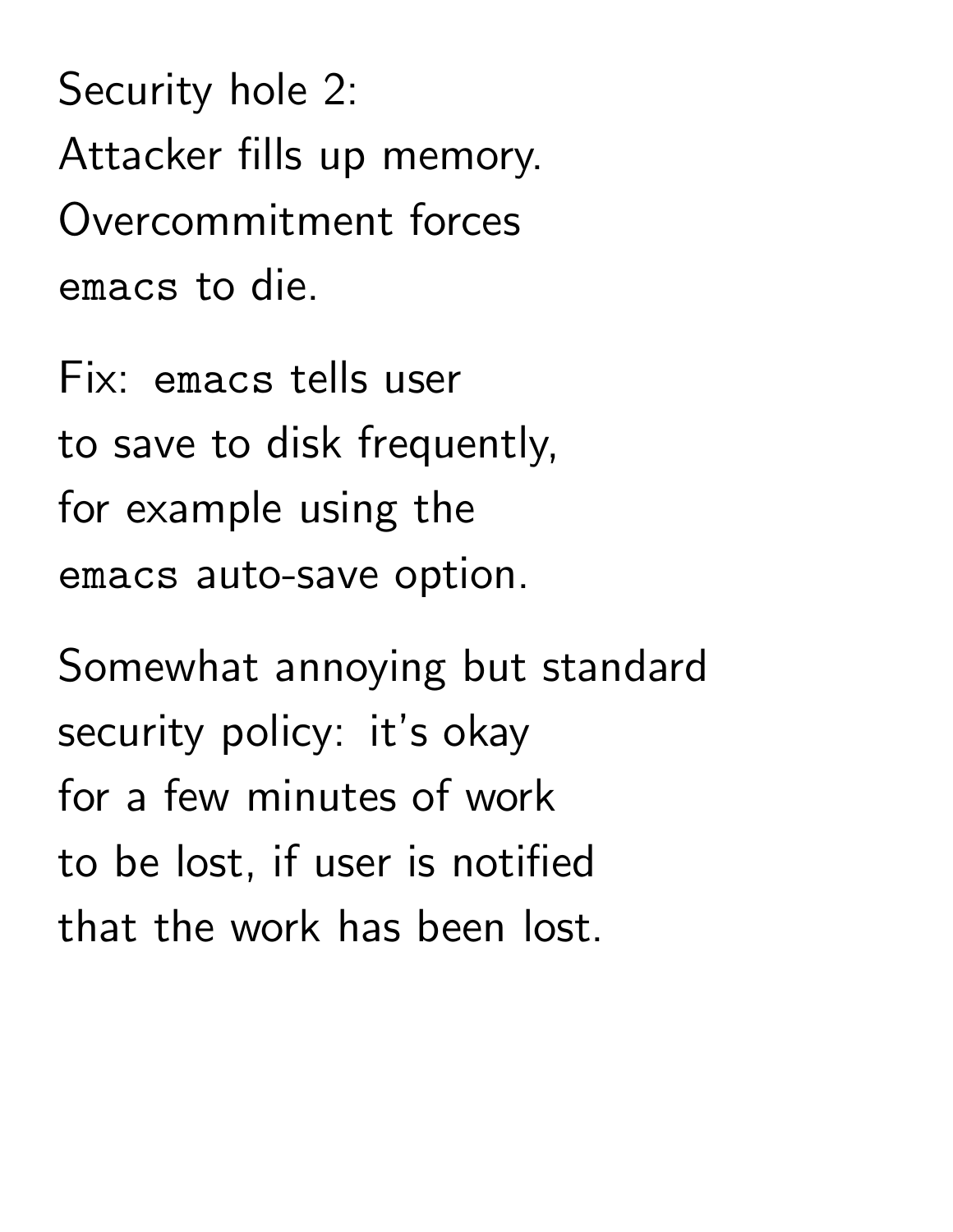Security hole 2:
Attacker fills up memory.
Overcommitment forces
`emacs` to die.

Fix: `emacs` tells user
to save to disk frequently,
for example using the
`emacs` auto-save option.

Somewhat annoying but standard
security policy: it's okay
for a few minutes of work
to be lost, if user is notified
that the work has been lost.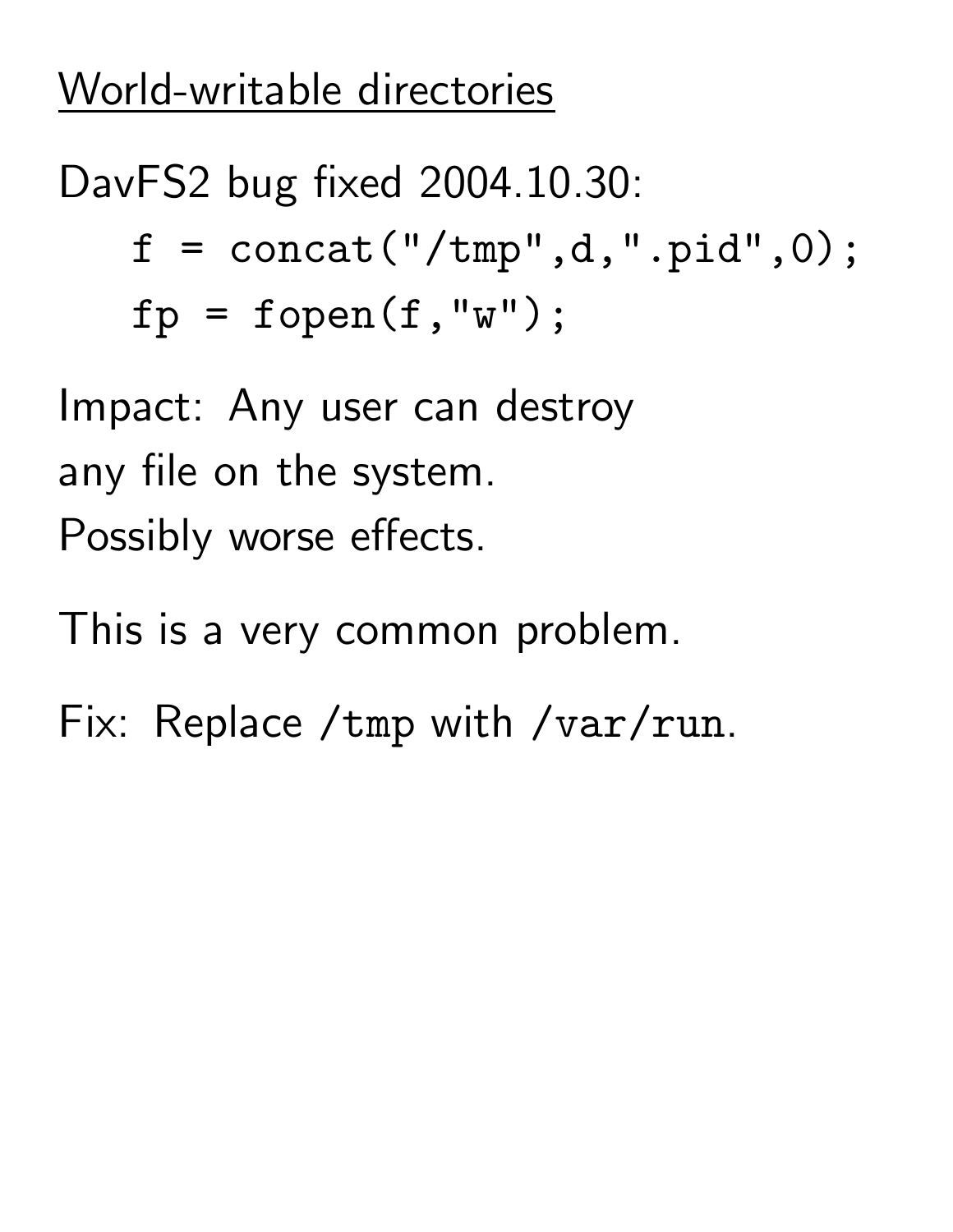## World-writable directories

DavFS2 bug fixed 2004.10.30:

```
f = concat("/tmp",d,".pid",0);
fp = fopen(f,"w");
```

Impact: Any user can destroy any file on the system. Possibly worse effects.

This is a very common problem.

Fix: Replace `/tmp` with `/var/run`.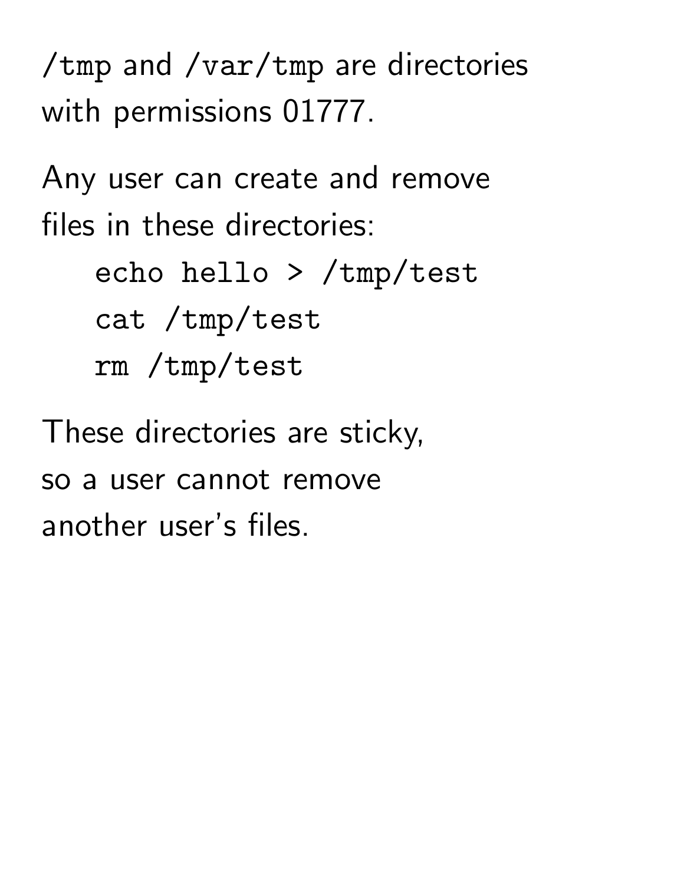`/tmp` and `/var/tmp` are directories with permissions 01777.

Any user can create and remove files in these directories:

```
echo hello > /tmp/test
cat /tmp/test
rm /tmp/test
```

These directories are sticky, so a user cannot remove another user's files.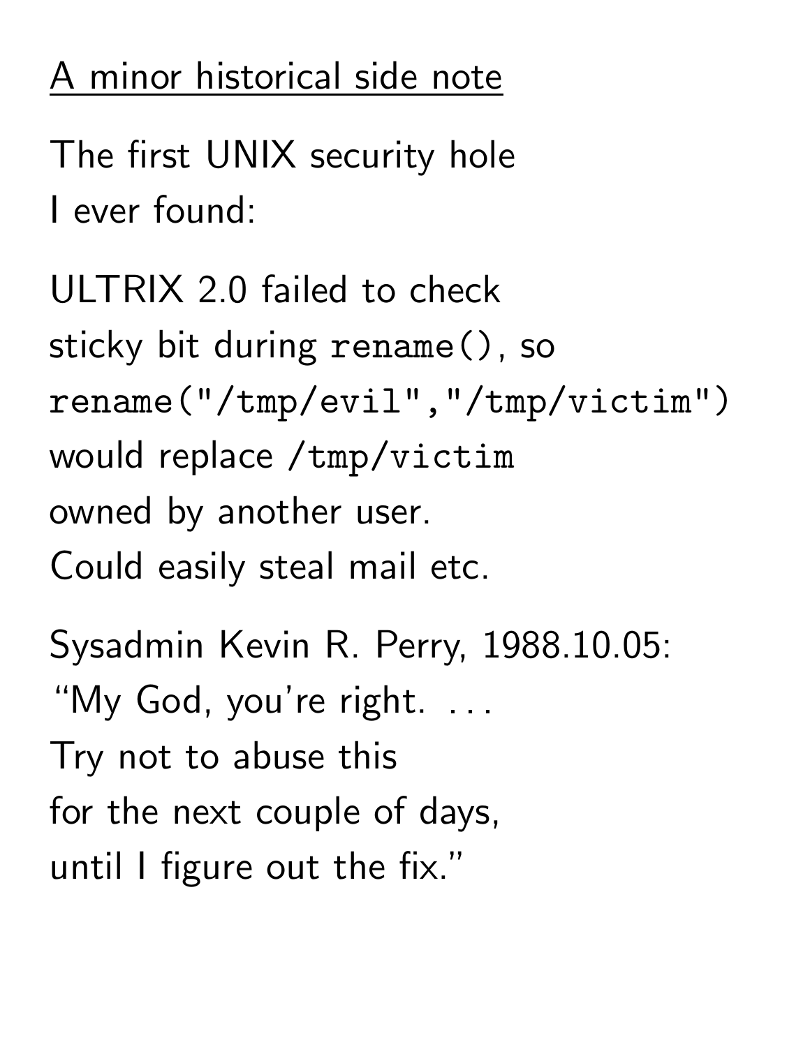## A minor historical side note

The first UNIX security hole
I ever found:

ULTRIX 2.0 failed to check
sticky bit during `rename()`, so
`rename("/tmp/evil","/tmp/victim")`
would replace `/tmp/victim`
owned by another user.
Could easily steal mail etc.

Sysadmin Kevin R. Perry, 1988.10.05:
"My God, you're right. . . .
Try not to abuse this
for the next couple of days,
until I figure out the fix."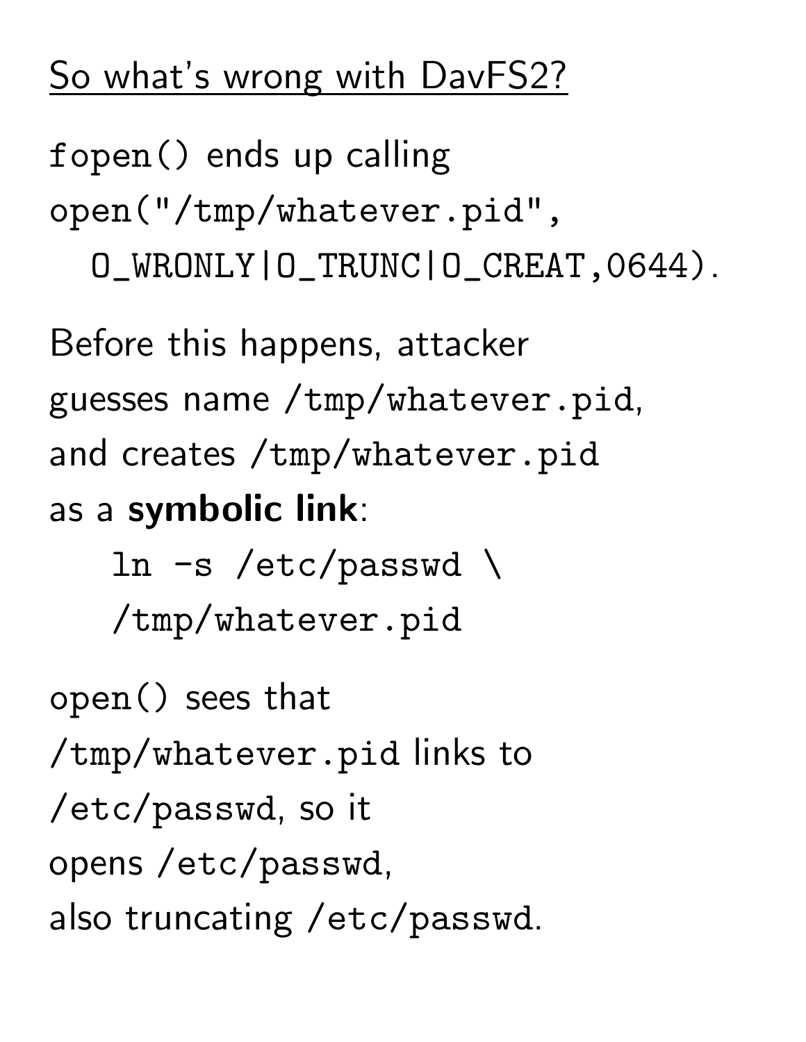## So what's wrong with DavFS2?

`fopen()` ends up calling
`open("/tmp/whatever.pid",`
  `O_WRONLY|O_TRUNC|O_CREAT,0644)`.

Before this happens, attacker guesses name `/tmp/whatever.pid`, and creates `/tmp/whatever.pid` as a **symbolic link**:

```
ln -s /etc/passwd \
/tmp/whatever.pid
```

`open()` sees that `/tmp/whatever.pid` links to `/etc/passwd`, so it opens `/etc/passwd`, also truncating `/etc/passwd`.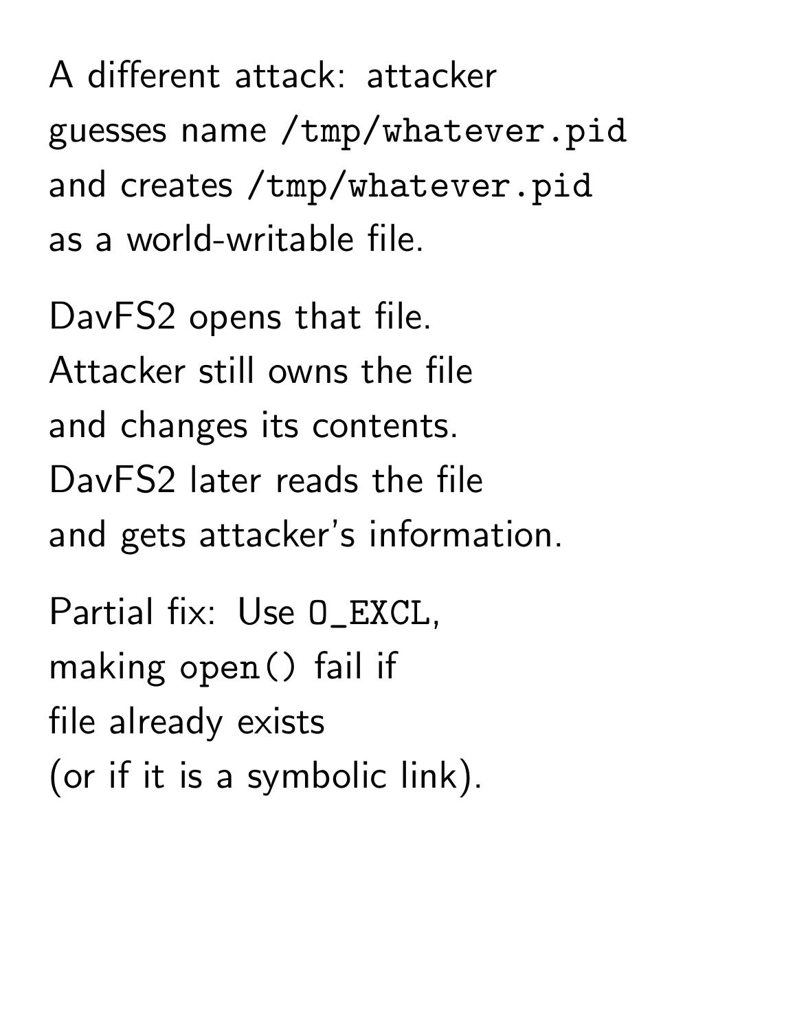A different attack: attacker guesses name `/tmp/whatever.pid` and creates `/tmp/whatever.pid` as a world-writable file.

DavFS2 opens that file. Attacker still owns the file and changes its contents. DavFS2 later reads the file and gets attacker's information.

Partial fix: Use `O_EXCL`, making `open()` fail if file already exists (or if it is a symbolic link).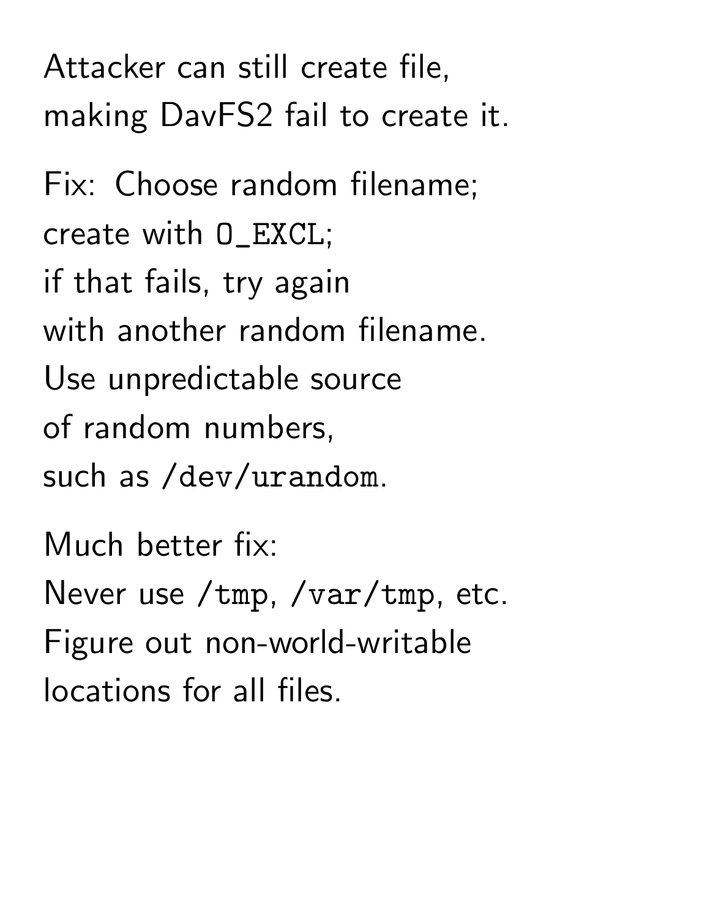Attacker can still create file,
making DavFS2 fail to create it.

Fix: Choose random filename;
create with `O_EXCL`;
if that fails, try again
with another random filename.
Use unpredictable source
of random numbers,
such as `/dev/urandom`.

Much better fix:
Never use `/tmp`, `/var/tmp`, etc.
Figure out non-world-writable
locations for all files.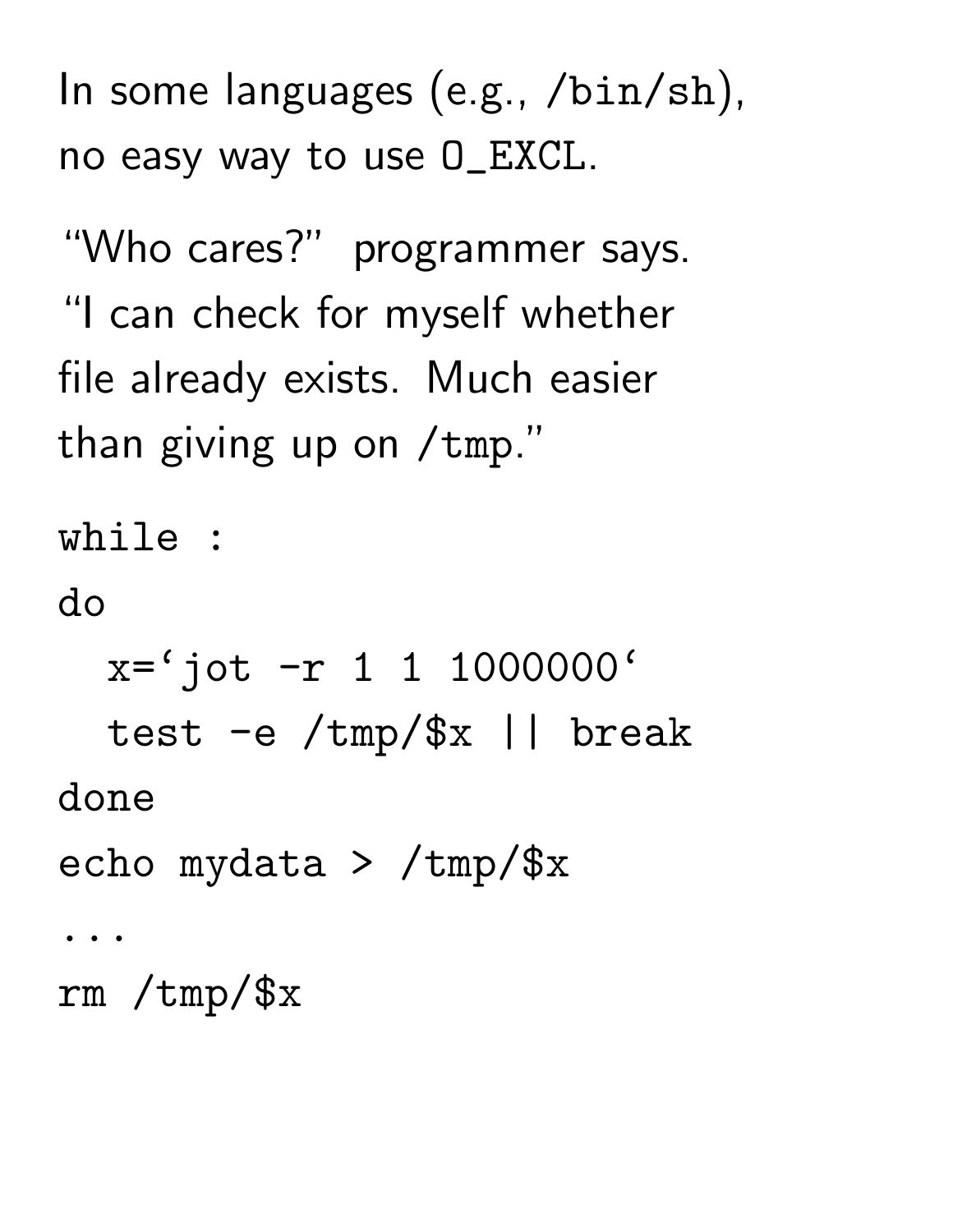In some languages (e.g., `/bin/sh`), no easy way to use `O_EXCL`.

"Who cares?" programmer says. "I can check for myself whether file already exists. Much easier than giving up on `/tmp`."

```
while :
do
  x=`jot -r 1 1 1000000`
  test -e /tmp/$x || break
done
echo mydata > /tmp/$x
...
rm /tmp/$x
```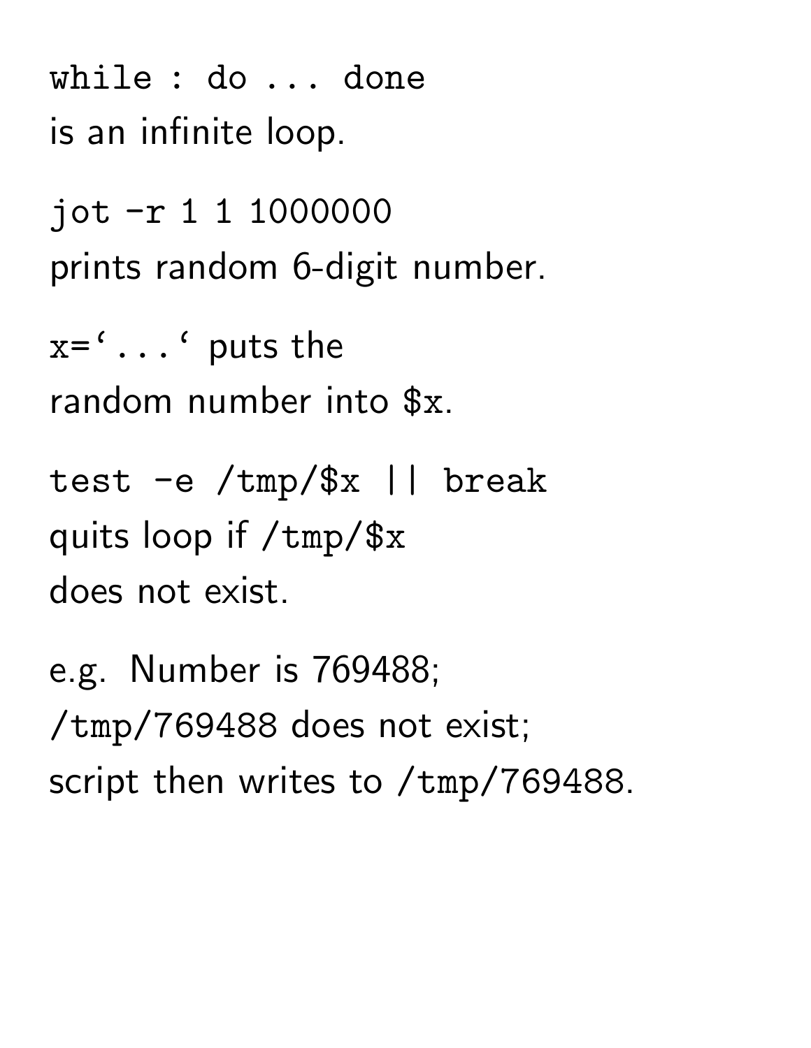`while : do ... done`
is an infinite loop.

`jot -r 1 1 1000000`
prints random 6-digit number.

`` x=`...` `` puts the
random number into `$x`.

`test -e /tmp/$x || break`
quits loop if `/tmp/$x`
does not exist.

e.g. Number is 769488;
`/tmp/769488` does not exist;
script then writes to `/tmp/769488`.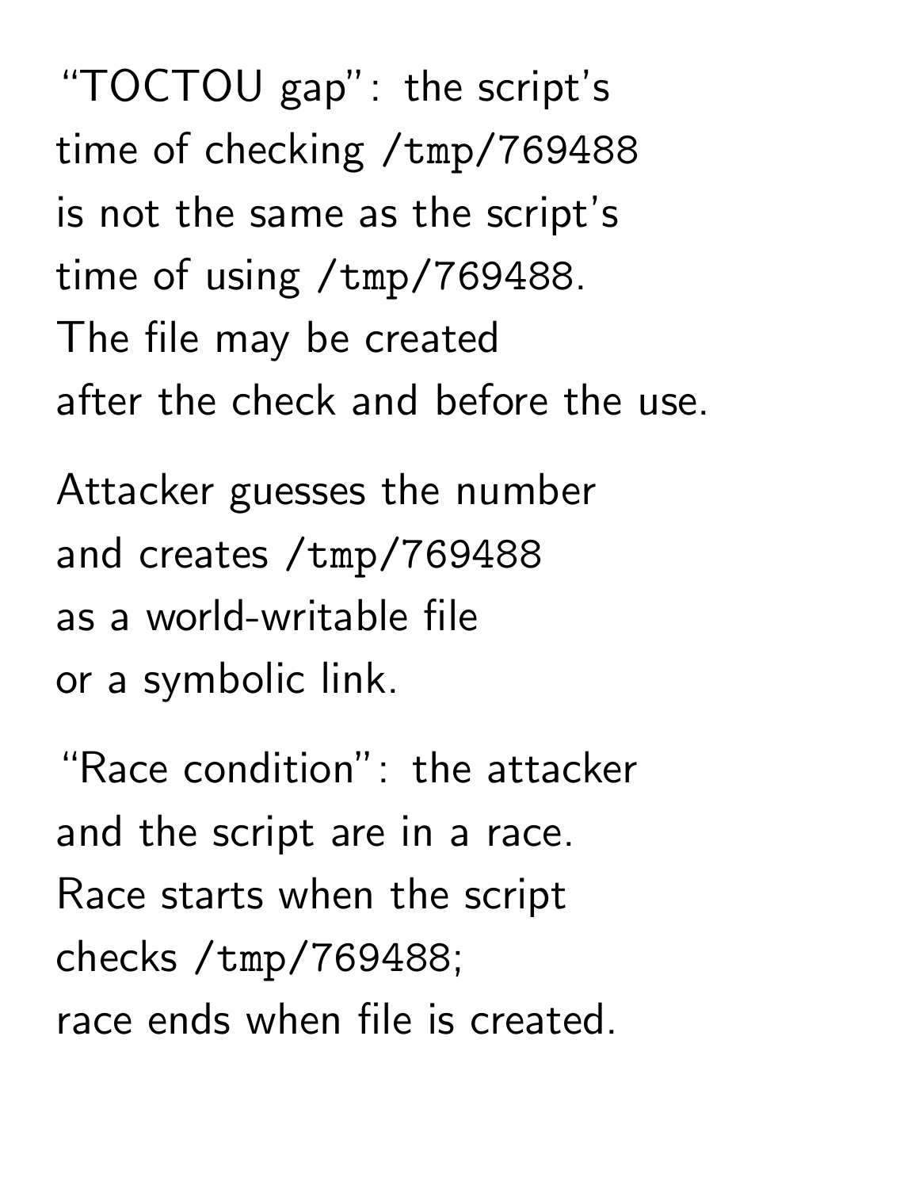"TOCTOU gap": the script's
time of checking `/tmp/769488`
is not the same as the script's
time of using `/tmp/769488`.
The file may be created
after the check and before the use.

Attacker guesses the number
and creates `/tmp/769488`
as a world-writable file
or a symbolic link.

"Race condition": the attacker
and the script are in a race.
Race starts when the script
checks `/tmp/769488`;
race ends when file is created.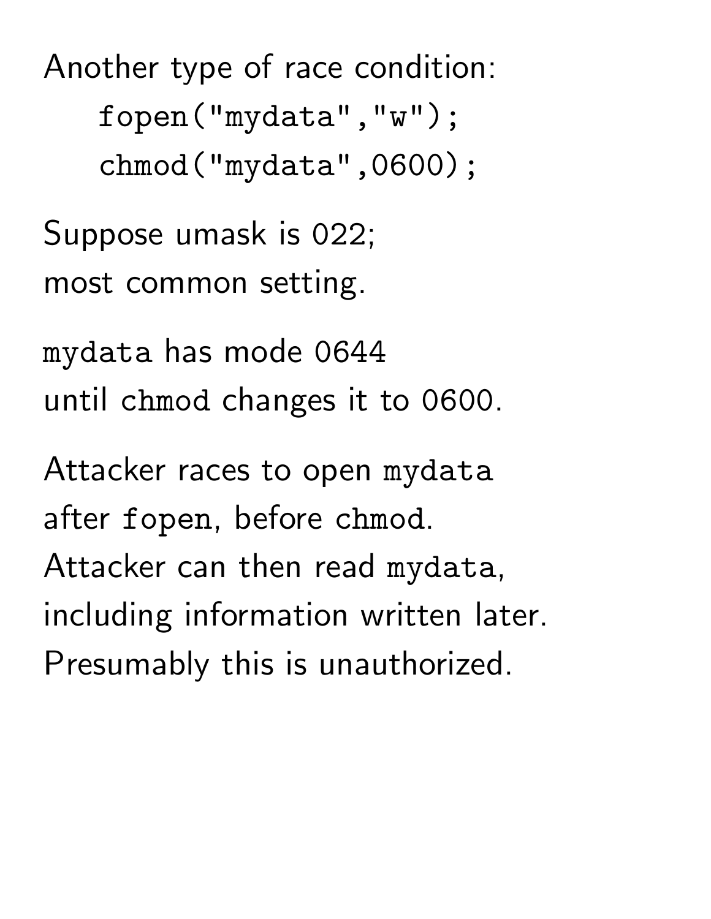Another type of race condition:

```
fopen("mydata","w");
chmod("mydata",0600);
```

Suppose umask is 022;
most common setting.

`mydata` has mode 0644
until `chmod` changes it to 0600.

Attacker races to open `mydata`
after `fopen`, before `chmod`.
Attacker can then read `mydata`,
including information written later.
Presumably this is unauthorized.